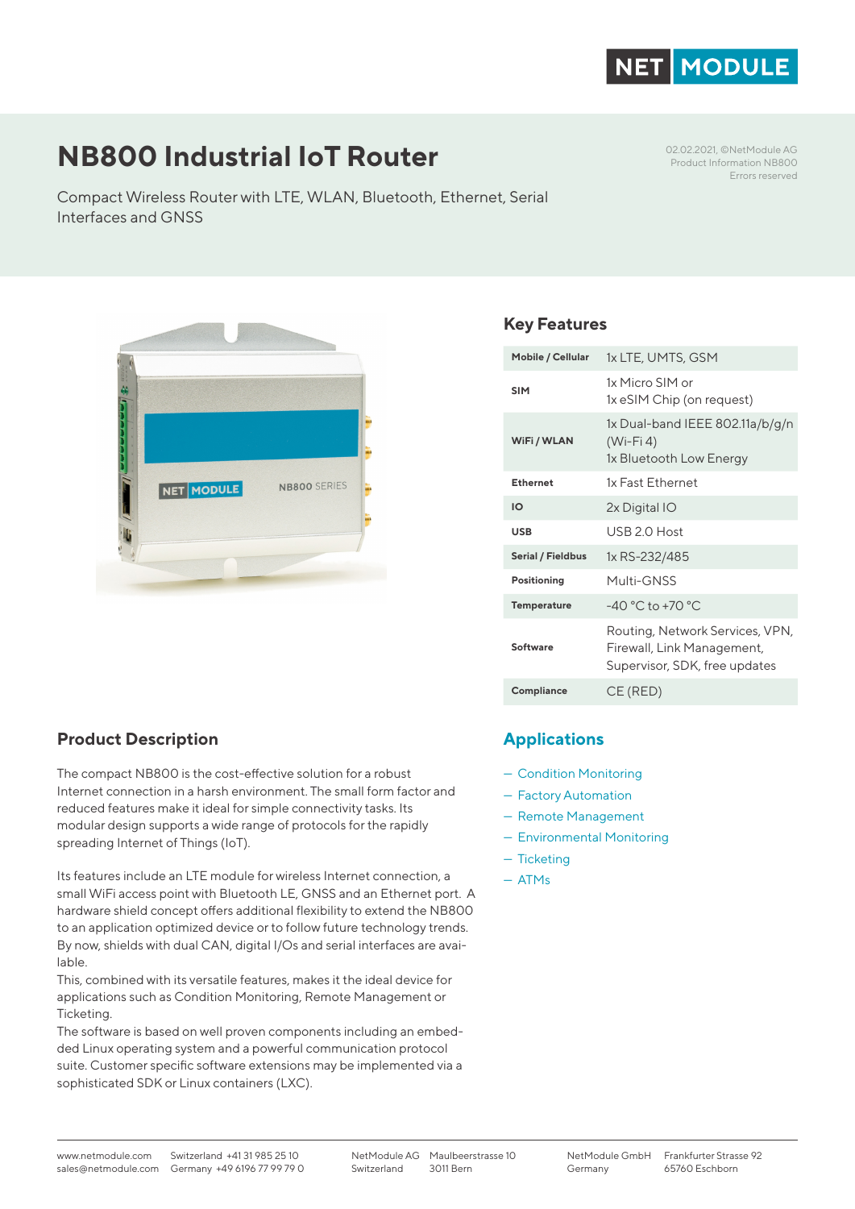# NB800 Industrial IoT Router

02.02.2021, ©NetModule AG
Product Information NB800
Errors reserved

Compact Wireless Router with LTE, WLAN, Bluetooth, Ethernet, Serial Interfaces and GNSS

## Key Features

| | |
|---|---|
| **Mobile / Cellular** | 1x LTE, UMTS, GSM |
| **SIM** | 1x Micro SIM or<br>1x eSIM Chip (on request) |
| **WiFi / WLAN** | 1x Dual-band IEEE 802.11a/b/g/n (Wi-Fi 4)<br>1x Bluetooth Low Energy |
| **Ethernet** | 1x Fast Ethernet |
| **IO** | 2x Digital IO |
| **USB** | USB 2.0 Host |
| **Serial / Fieldbus** | 1x RS-232/485 |
| **Positioning** | Multi-GNSS |
| **Temperature** | -40 °C to +70 °C |
| **Software** | Routing, Network Services, VPN, Firewall, Link Management, Supervisor, SDK, free updates |
| **Compliance** | CE (RED) |

## Product Description

The compact NB800 is the cost-effective solution for a robust Internet connection in a harsh environment. The small form factor and reduced features make it ideal for simple connectivity tasks. Its modular design supports a wide range of protocols for the rapidly spreading Internet of Things (IoT).

Its features include an LTE module for wireless Internet connection, a small WiFi access point with Bluetooth LE, GNSS and an Ethernet port. A hardware shield concept offers additional flexibility to extend the NB800 to an application optimized device or to follow future technology trends. By now, shields with dual CAN, digital I/Os and serial interfaces are available.
This, combined with its versatile features, makes it the ideal device for applications such as Condition Monitoring, Remote Management or Ticketing.
The software is based on well proven components including an embedded Linux operating system and a powerful communication protocol suite. Customer specific software extensions may be implemented via a sophisticated SDK or Linux containers (LXC).

## Applications

- Condition Monitoring
- Factory Automation
- Remote Management
- Environmental Monitoring
- Ticketing
- ATMs

www.netmodule.com | sales@netmodule.com | Switzerland +41 31 985 25 10 | Germany +49 6196 77 99 79 0 | NetModule AG, Maulbeerstrasse 10, 3011 Bern, Switzerland | NetModule GmbH, Frankfurter Strasse 92, 65760 Eschborn, Germany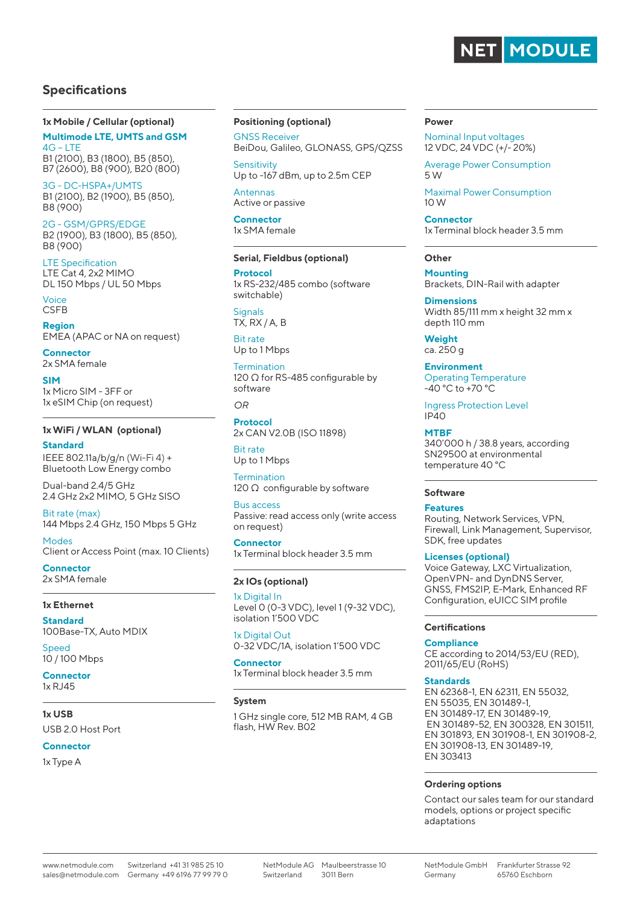## Specifications

### 1x Mobile / Cellular (optional)

**Multimode LTE, UMTS and GSM**

4G - LTE
B1 (2100), B3 (1800), B5 (850), B7 (2600), B8 (900), B20 (800)

3G - DC-HSPA+/UMTS
B1 (2100), B2 (1900), B5 (850), B8 (900)

2G - GSM/GPRS/EDGE
B2 (1900), B3 (1800), B5 (850), B8 (900)

LTE Specification
LTE Cat 4, 2x2 MIMO
DL 150 Mbps / UL 50 Mbps

Voice
CSFB

**Region**
EMEA (APAC or NA on request)

**Connector**
2x SMA female

**SIM**
1x Micro SIM - 3FF or
1x eSIM Chip (on request)

### 1x WiFi / WLAN (optional)

**Standard**
IEEE 802.11a/b/g/n (Wi-Fi 4) + Bluetooth Low Energy combo

Dual-band 2.4/5 GHz
2.4 GHz 2x2 MIMO, 5 GHz SISO

Bit rate (max)
144 Mbps 2.4 GHz, 150 Mbps 5 GHz

Modes
Client or Access Point (max. 10 Clients)

**Connector**
2x SMA female

### 1x Ethernet

**Standard**
100Base-TX, Auto MDIX

Speed
10 / 100 Mbps

**Connector**
1x RJ45

### 1x USB

USB 2.0 Host Port

**Connector**

1x Type A

### Positioning (optional)

GNSS Receiver
BeiDou, Galileo, GLONASS, GPS/QZSS

Sensitivity
Up to -167 dBm, up to 2.5m CEP

Antennas
Active or passive

**Connector**
1x SMA female

### Serial, Fieldbus (optional)

**Protocol**
1x RS-232/485 combo (software switchable)

Signals
TX, RX / A, B

Bit rate
Up to 1 Mbps

Termination
120 Ω for RS-485 configurable by software

*OR*

**Protocol**
2x CAN V2.0B (ISO 11898)

Bit rate
Up to 1 Mbps

Termination
120 Ω configurable by software

Bus access
Passive: read access only (write access on request)

**Connector**
1x Terminal block header 3.5 mm

### 2x IOs (optional)

1x Digital In
Level 0 (0-3 VDC), level 1 (9-32 VDC), isolation 1'500 VDC

1x Digital Out
0-32 VDC/1A, isolation 1'500 VDC

**Connector**
1x Terminal block header 3.5 mm

### System

1 GHz single core, 512 MB RAM, 4 GB flash, HW Rev. B02

### Power

Nominal Input voltages
12 VDC, 24 VDC (+/- 20%)

Average Power Consumption
5 W

Maximal Power Consumption
10 W

**Connector**
1x Terminal block header 3.5 mm

### Other

**Mounting**
Brackets, DIN-Rail with adapter

**Dimensions**
Width 85/111 mm x height 32 mm x depth 110 mm

**Weight**
ca. 250 g

**Environment**
Operating Temperature
-40 °C to +70 °C

Ingress Protection Level
IP40

**MTBF**
340'000 h / 38.8 years, according SN29500 at environmental temperature 40 °C

### Software

**Features**
Routing, Network Services, VPN, Firewall, Link Management, Supervisor, SDK, free updates

**Licenses (optional)**
Voice Gateway, LXC Virtualization, OpenVPN- and DynDNS Server, GNSS, FMS2IP, E-Mark, Enhanced RF Configuration, eUICC SIM profile

### Certifications

**Compliance**
CE according to 2014/53/EU (RED), 2011/65/EU (RoHS)

**Standards**
EN 62368-1, EN 62311, EN 55032, EN 55035, EN 301489-1, EN 301489-17, EN 301489-19, EN 301489-52, EN 300328, EN 301511, EN 301893, EN 301908-1, EN 301908-2, EN 301908-13, EN 301489-19, EN 303413

### Ordering options

Contact our sales team for our standard models, options or project specific adaptations

www.netmodule.com
sales@netmodule.com

Switzerland +41 31 985 25 10
Germany +49 6196 77 99 79 0

NetModule AG
Switzerland
Maulbeerstrasse 10
3011 Bern

NetModule GmbH
Germany
Frankfurter Strasse 92
65760 Eschborn